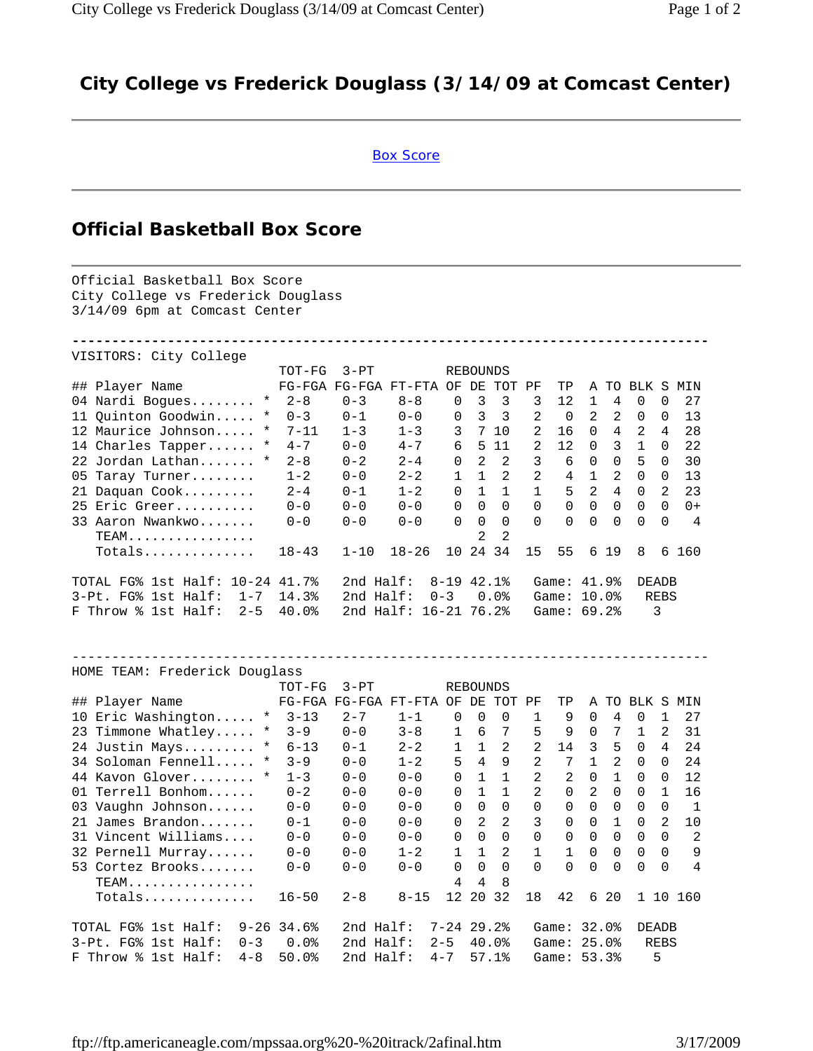# City College vs Frederick Douglass (3/14/09 at Comcast Center)

Box Score

## Official Basketball Box Score

Official Basketball Box Score
City College vs Frederick Douglass
3/14/09 6pm at Comcast Center

VISITORS: City College

| ## | Player Name | | TOT-FG FG-FGA | 3-PT FG-FGA | FT-FTA | REBOUNDS OF | DE | TOT | PF | TP | A | TO | BLK | S | MIN |
|---|---|---|---|---|---|---|---|---|---|---|---|---|---|---|---|
| 04 | Nardi Bogues........ | * | 2-8 | 0-3 | 8-8 | 0 | 3 | 3 | 3 | 12 | 1 | 4 | 0 | 0 | 27 |
| 11 | Quinton Goodwin..... | * | 0-3 | 0-1 | 0-0 | 0 | 3 | 3 | 2 | 0 | 2 | 2 | 0 | 0 | 13 |
| 12 | Maurice Johnson..... | * | 7-11 | 1-3 | 1-3 | 3 | 7 | 10 | 2 | 16 | 0 | 4 | 2 | 4 | 28 |
| 14 | Charles Tapper...... | * | 4-7 | 0-0 | 4-7 | 6 | 5 | 11 | 2 | 12 | 0 | 3 | 1 | 0 | 22 |
| 22 | Jordan Lathan....... | * | 2-8 | 0-2 | 2-4 | 0 | 2 | 2 | 3 | 6 | 0 | 0 | 5 | 0 | 30 |
| 05 | Taray Turner........ | | 1-2 | 0-0 | 2-2 | 1 | 1 | 2 | 2 | 4 | 1 | 2 | 0 | 0 | 13 |
| 21 | Daquan Cook......... | | 2-4 | 0-1 | 1-2 | 0 | 1 | 1 | 1 | 5 | 2 | 4 | 0 | 2 | 23 |
| 25 | Eric Greer.......... | | 0-0 | 0-0 | 0-0 | 0 | 0 | 0 | 0 | 0 | 0 | 0 | 0 | 0 | 0+ |
| 33 | Aaron Nwankwo....... | | 0-0 | 0-0 | 0-0 | 0 | 0 | 0 | 0 | 0 | 0 | 0 | 0 | 0 | 4 |
| | TEAM................ | | | | | | 2 | 2 | | | | | | | |
| | Totals.............. | | 18-43 | 1-10 | 18-26 | 10 | 24 | 34 | 15 | 55 | 6 | 19 | 8 | 6 | 160 |

```
TOTAL FG% 1st Half: 10-24 41.7%   2nd Half:  8-19 42.1%   Game: 41.9%   DEADB
3-Pt. FG% 1st Half:  1-7  14.3%   2nd Half:  0-3   0.0%   Game: 10.0%    REBS
F Throw % 1st Half:  2-5  40.0%   2nd Half: 16-21 76.2%   Game: 69.2%     3
```

HOME TEAM: Frederick Douglass

| ## | Player Name | | TOT-FG FG-FGA | 3-PT FG-FGA | FT-FTA | REBOUNDS OF | DE | TOT | PF | TP | A | TO | BLK | S | MIN |
|---|---|---|---|---|---|---|---|---|---|---|---|---|---|---|---|
| 10 | Eric Washington..... | * | 3-13 | 2-7 | 1-1 | 0 | 0 | 0 | 1 | 9 | 0 | 4 | 0 | 1 | 27 |
| 23 | Timmone Whatley..... | * | 3-9 | 0-0 | 3-8 | 1 | 6 | 7 | 5 | 9 | 0 | 7 | 1 | 2 | 31 |
| 24 | Justin Mays......... | * | 6-13 | 0-1 | 2-2 | 1 | 1 | 2 | 2 | 14 | 3 | 5 | 0 | 4 | 24 |
| 34 | Soloman Fennell..... | * | 3-9 | 0-0 | 1-2 | 5 | 4 | 9 | 2 | 7 | 1 | 2 | 0 | 0 | 24 |
| 44 | Kavon Glover........ | * | 1-3 | 0-0 | 0-0 | 0 | 1 | 1 | 2 | 2 | 0 | 1 | 0 | 0 | 12 |
| 01 | Terrell Bonhom...... | | 0-2 | 0-0 | 0-0 | 0 | 1 | 1 | 2 | 0 | 2 | 0 | 0 | 1 | 16 |
| 03 | Vaughn Johnson...... | | 0-0 | 0-0 | 0-0 | 0 | 0 | 0 | 0 | 0 | 0 | 0 | 0 | 0 | 1 |
| 21 | James Brandon....... | | 0-1 | 0-0 | 0-0 | 0 | 2 | 2 | 3 | 0 | 0 | 1 | 0 | 2 | 10 |
| 31 | Vincent Williams.... | | 0-0 | 0-0 | 0-0 | 0 | 0 | 0 | 0 | 0 | 0 | 0 | 0 | 0 | 2 |
| 32 | Pernell Murray...... | | 0-0 | 0-0 | 1-2 | 1 | 1 | 2 | 1 | 1 | 0 | 0 | 0 | 0 | 9 |
| 53 | Cortez Brooks....... | | 0-0 | 0-0 | 0-0 | 0 | 0 | 0 | 0 | 0 | 0 | 0 | 0 | 0 | 4 |
| | TEAM................ | | | | | 4 | 4 | 8 | | | | | | | |
| | Totals.............. | | 16-50 | 2-8 | 8-15 | 12 | 20 | 32 | 18 | 42 | 6 | 20 | 1 | 10 | 160 |

```
TOTAL FG% 1st Half:  9-26 34.6%   2nd Half:  7-24 29.2%   Game: 32.0%   DEADB
3-Pt. FG% 1st Half:  0-3   0.0%   2nd Half:  2-5  40.0%   Game: 25.0%    REBS
F Throw % 1st Half:  4-8  50.0%   2nd Half:  4-7  57.1%   Game: 53.3%     5
```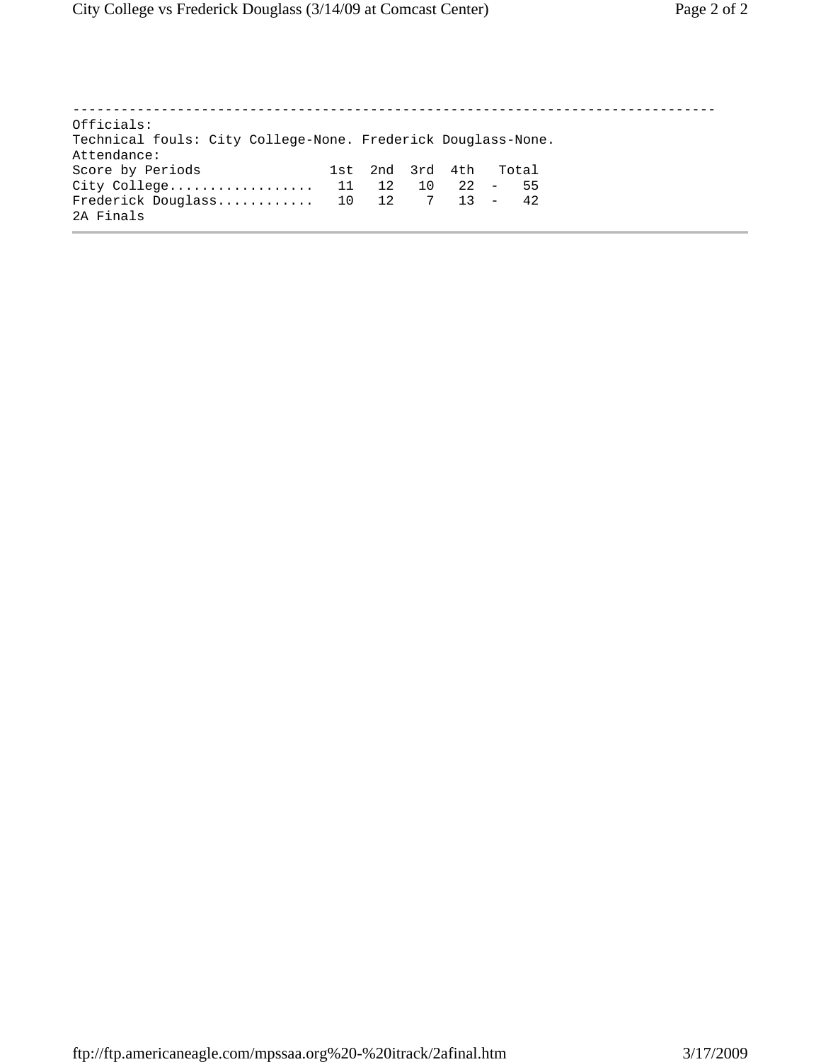---

Officials:

Technical fouls: City College-None. Frederick Douglass-None.

Attendance:

| Score by Periods | 1st | 2nd | 3rd | 4th | | Total |
|---|---|---|---|---|---|---|
| City College.................. | 11 | 12 | 10 | 22 | - | 55 |
| Frederick Douglass............ | 10 | 12 | 7 | 13 | - | 42 |

2A Finals